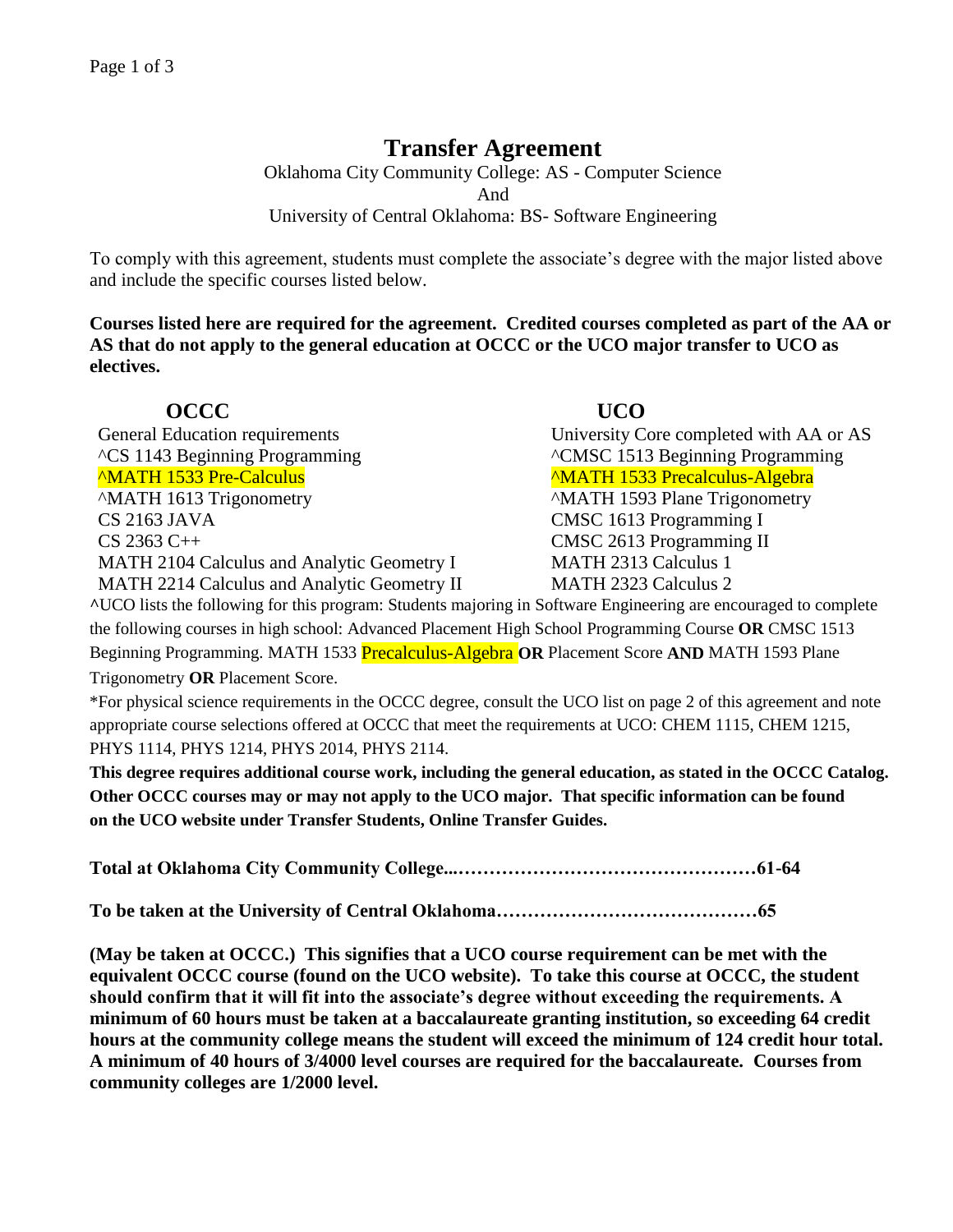# Transfer Agreement

Oklahoma City Community College: AS - Computer Science
And
University of Central Oklahoma: BS- Software Engineering

To comply with this agreement, students must complete the associate's degree with the major listed above and include the specific courses listed below.

**Courses listed here are required for the agreement. Credited courses completed as part of the AA or AS that do not apply to the general education at OCCC or the UCO major transfer to UCO as electives.**

| OCCC | UCO |
|---|---|
| General Education requirements | University Core completed with AA or AS |
| ^CS 1143 Beginning Programming | ^CMSC 1513 Beginning Programming |
| ^MATH 1533 Pre-Calculus | ^MATH 1533 Precalculus-Algebra |
| ^MATH 1613 Trigonometry | ^MATH 1593 Plane Trigonometry |
| CS 2163 JAVA | CMSC 1613 Programming I |
| CS 2363 C++ | CMSC 2613 Programming II |
| MATH 2104 Calculus and Analytic Geometry I | MATH 2313 Calculus 1 |
| MATH 2214 Calculus and Analytic Geometry II | MATH 2323 Calculus 2 |

**^**UCO lists the following for this program: Students majoring in Software Engineering are encouraged to complete the following courses in high school: Advanced Placement High School Programming Course **OR** CMSC 1513 Beginning Programming. MATH 1533 Precalculus-Algebra **OR** Placement Score **AND** MATH 1593 Plane Trigonometry **OR** Placement Score.

*For physical science requirements in the OCCC degree, consult the UCO list on page 2 of this agreement and note appropriate course selections offered at OCCC that meet the requirements at UCO: CHEM 1115, CHEM 1215, PHYS 1114, PHYS 1214, PHYS 2014, PHYS 2114.

**This degree requires additional course work, including the general education, as stated in the OCCC Catalog. Other OCCC courses may or may not apply to the UCO major. That specific information can be found on the UCO website under Transfer Students, Online Transfer Guides.**

**Total at Oklahoma City Community College...…………………………………………61-64**

**To be taken at the University of Central Oklahoma……………………………………65**

**(May be taken at OCCC.) This signifies that a UCO course requirement can be met with the equivalent OCCC course (found on the UCO website). To take this course at OCCC, the student should confirm that it will fit into the associate's degree without exceeding the requirements. A minimum of 60 hours must be taken at a baccalaureate granting institution, so exceeding 64 credit hours at the community college means the student will exceed the minimum of 124 credit hour total. A minimum of 40 hours of 3/4000 level courses are required for the baccalaureate. Courses from community colleges are 1/2000 level.**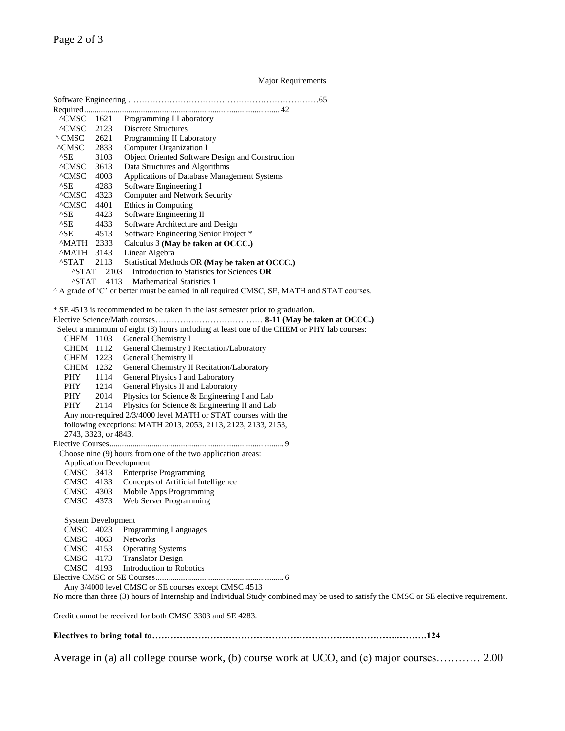Major Requirements

Software Engineering ……………………………………………………………65

Required............................................................................................ 42

| | | |
|---|---|---|
| ^CMSC | 1621 | Programming I Laboratory |
| ^CMSC | 2123 | Discrete Structures |
| ^ CMSC | 2621 | Programming II Laboratory |
| ^CMSC | 2833 | Computer Organization I |
| ^SE | 3103 | Object Oriented Software Design and Construction |
| ^CMSC | 3613 | Data Structures and Algorithms |
| ^CMSC | 4003 | Applications of Database Management Systems |
| ^SE | 4283 | Software Engineering I |
| ^CMSC | 4323 | Computer and Network Security |
| ^CMSC | 4401 | Ethics in Computing |
| ^SE | 4423 | Software Engineering II |
| ^SE | 4433 | Software Architecture and Design |
| ^SE | 4513 | Software Engineering Senior Project * |
| ^MATH | 2333 | Calculus 3 **(May be taken at OCCC.)** |
| ^MATH | 3143 | Linear Algebra |
| ^STAT | 2113 | Statistical Methods OR **(May be taken at OCCC.)** |
| ^STAT | 2103 | Introduction to Statistics for Sciences **OR** |
| ^STAT | 4113 | Mathematical Statistics 1 |

^ A grade of 'C' or better must be earned in all required CMSC, SE, MATH and STAT courses.

* SE 4513 is recommended to be taken in the last semester prior to graduation.

Elective Science/Math courses…………………………………**8-11 (May be taken at OCCC.)**

Select a minimum of eight (8) hours including at least one of the CHEM or PHY lab courses:

| | | |
|---|---|---|
| CHEM | 1103 | General Chemistry I |
| CHEM | 1112 | General Chemistry I Recitation/Laboratory |
| CHEM | 1223 | General Chemistry II |
| CHEM | 1232 | General Chemistry II Recitation/Laboratory |
| PHY | 1114 | General Physics I and Laboratory |
| PHY | 1214 | General Physics II and Laboratory |
| PHY | 2014 | Physics for Science & Engineering I and Lab |
| PHY | 2114 | Physics for Science & Engineering II and Lab |

Any non-required 2/3/4000 level MATH or STAT courses with the following exceptions: MATH 2013, 2053, 2113, 2123, 2133, 2153, 2743, 3323, or 4843.

Elective Courses.................................................................................. 9

Choose nine (9) hours from one of the two application areas:

Application Development

| | | |
|---|---|---|
| CMSC | 3413 | Enterprise Programming |
| CMSC | 4133 | Concepts of Artificial Intelligence |
| CMSC | 4303 | Mobile Apps Programming |
| CMSC | 4373 | Web Server Programming |

System Development

| | | |
|---|---|---|
| CMSC | 4023 | Programming Languages |
| CMSC | 4063 | Networks |
| CMSC | 4153 | Operating Systems |
| CMSC | 4173 | Translator Design |
| CMSC | 4193 | Introduction to Robotics |

Elective CMSC or SE Courses............................................................ 6

Any 3/4000 level CMSC or SE courses except CMSC 4513

No more than three (3) hours of Internship and Individual Study combined may be used to satisfy the CMSC or SE elective requirement.

Credit cannot be received for both CMSC 3303 and SE 4283.

**Electives to bring total to…………………………………………………………………..……….124**

Average in (a) all college course work, (b) course work at UCO, and (c) major courses………… 2.00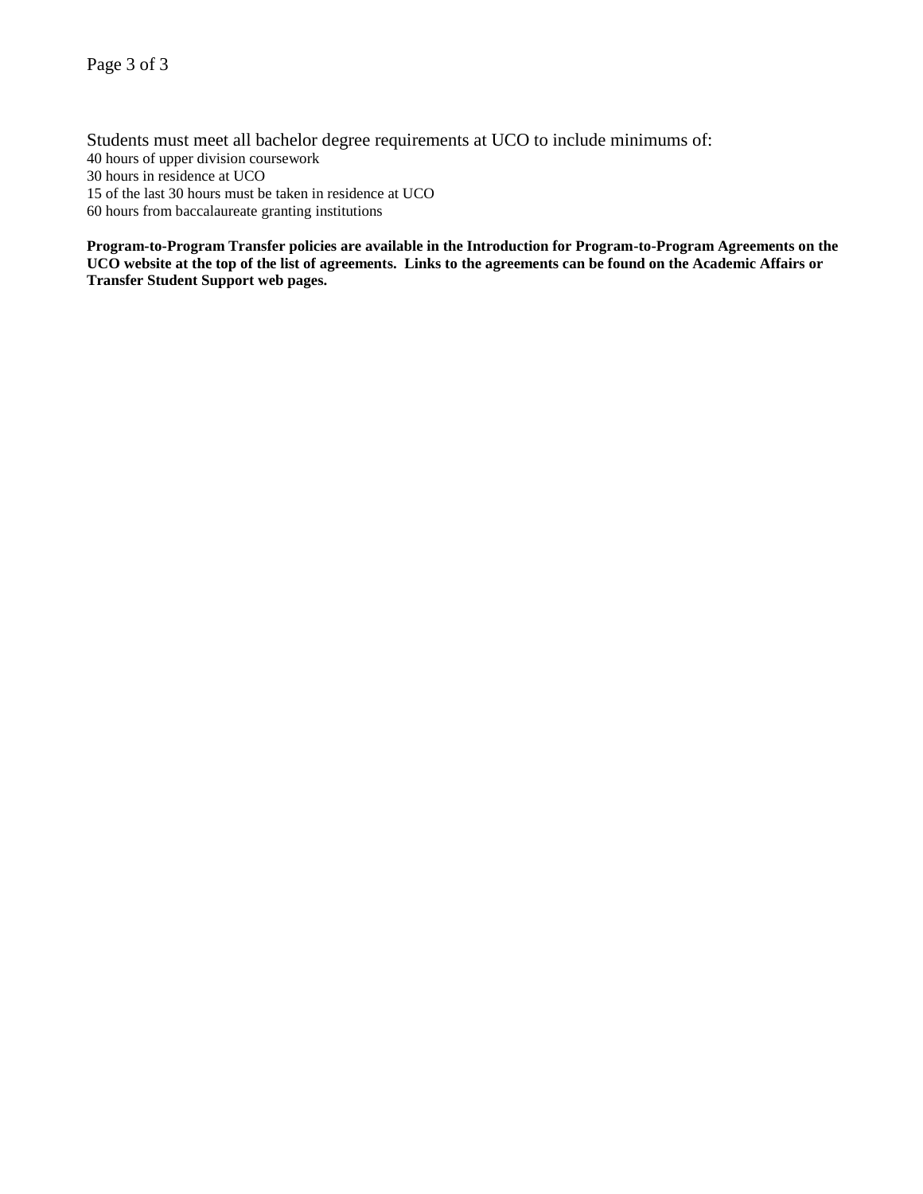Students must meet all bachelor degree requirements at UCO to include minimums of:
40 hours of upper division coursework
30 hours in residence at UCO
15 of the last 30 hours must be taken in residence at UCO
60 hours from baccalaureate granting institutions

**Program-to-Program Transfer policies are available in the Introduction for Program-to-Program Agreements on the UCO website at the top of the list of agreements. Links to the agreements can be found on the Academic Affairs or Transfer Student Support web pages.**